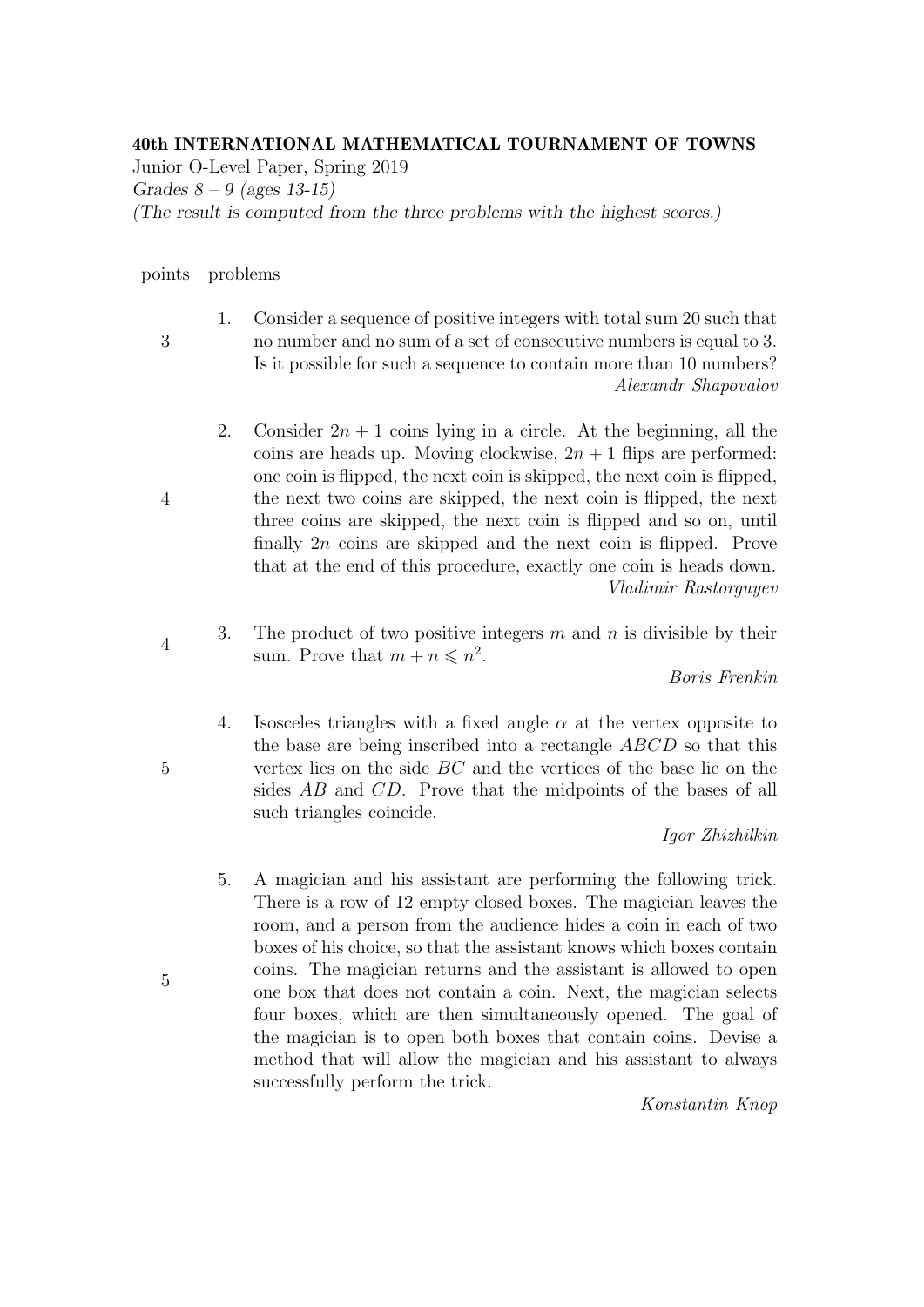**40th INTERNATIONAL MATHEMATICAL TOURNAMENT OF TOWNS**

Junior O-Level Paper, Spring 2019

*Grades 8 – 9 (ages 13-15)*

*(The result is computed from the three problems with the highest scores.)*

---

points problems

**3** 1. Consider a sequence of positive integers with total sum 20 such that no number and no sum of a set of consecutive numbers is equal to 3. Is it possible for such a sequence to contain more than 10 numbers?

*Alexandr Shapovalov*

**4** 2. Consider $2n+1$ coins lying in a circle. At the beginning, all the coins are heads up. Moving clockwise, $2n+1$ flips are performed: one coin is flipped, the next coin is skipped, the next coin is flipped, the next two coins are skipped, the next coin is flipped, the next three coins are skipped, the next coin is flipped and so on, until finally $2n$ coins are skipped and the next coin is flipped. Prove that at the end of this procedure, exactly one coin is heads down.

*Vladimir Rastorguyev*

**4** 3. The product of two positive integers $m$ and $n$ is divisible by their sum. Prove that $m + n \leqslant n^2$.

*Boris Frenkin*

**5** 4. Isosceles triangles with a fixed angle $\alpha$ at the vertex opposite to the base are being inscribed into a rectangle $ABCD$ so that this vertex lies on the side $BC$ and the vertices of the base lie on the sides $AB$ and $CD$. Prove that the midpoints of the bases of all such triangles coincide.

*Igor Zhizhilkin*

**5** 5. A magician and his assistant are performing the following trick. There is a row of 12 empty closed boxes. The magician leaves the room, and a person from the audience hides a coin in each of two boxes of his choice, so that the assistant knows which boxes contain coins. The magician returns and the assistant is allowed to open one box that does not contain a coin. Next, the magician selects four boxes, which are then simultaneously opened. The goal of the magician is to open both boxes that contain coins. Devise a method that will allow the magician and his assistant to always successfully perform the trick.

*Konstantin Knop*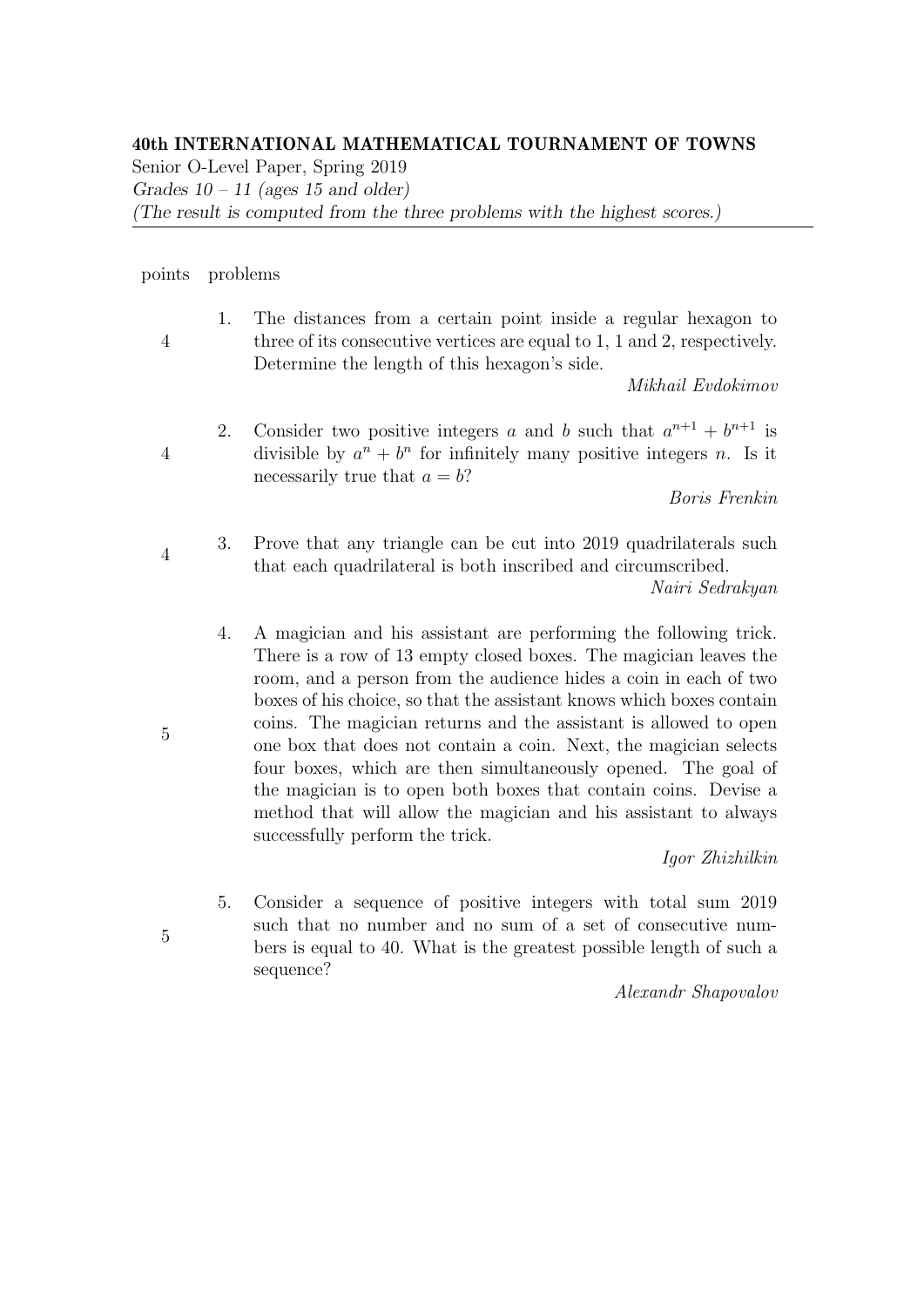**40th INTERNATIONAL MATHEMATICAL TOURNAMENT OF TOWNS**

Senior O-Level Paper, Spring 2019

*Grades 10 – 11 (ages 15 and older)*

*(The result is computed from the three problems with the highest scores.)*

---

points problems

1. (4 points) The distances from a certain point inside a regular hexagon to three of its consecutive vertices are equal to 1, 1 and 2, respectively. Determine the length of this hexagon's side.

   *Mikhail Evdokimov*

2. (4 points) Consider two positive integers $a$ and $b$ such that $a^{n+1} + b^{n+1}$ is divisible by $a^n + b^n$ for infinitely many positive integers $n$. Is it necessarily true that $a = b$?

   *Boris Frenkin*

3. (4 points) Prove that any triangle can be cut into 2019 quadrilaterals such that each quadrilateral is both inscribed and circumscribed.

   *Nairi Sedrakyan*

4. (5 points) A magician and his assistant are performing the following trick. There is a row of 13 empty closed boxes. The magician leaves the room, and a person from the audience hides a coin in each of two boxes of his choice, so that the assistant knows which boxes contain coins. The magician returns and the assistant is allowed to open one box that does not contain a coin. Next, the magician selects four boxes, which are then simultaneously opened. The goal of the magician is to open both boxes that contain coins. Devise a method that will allow the magician and his assistant to always successfully perform the trick.

   *Igor Zhizhilkin*

5. (5 points) Consider a sequence of positive integers with total sum 2019 such that no number and no sum of a set of consecutive numbers is equal to 40. What is the greatest possible length of such a sequence?

   *Alexandr Shapovalov*